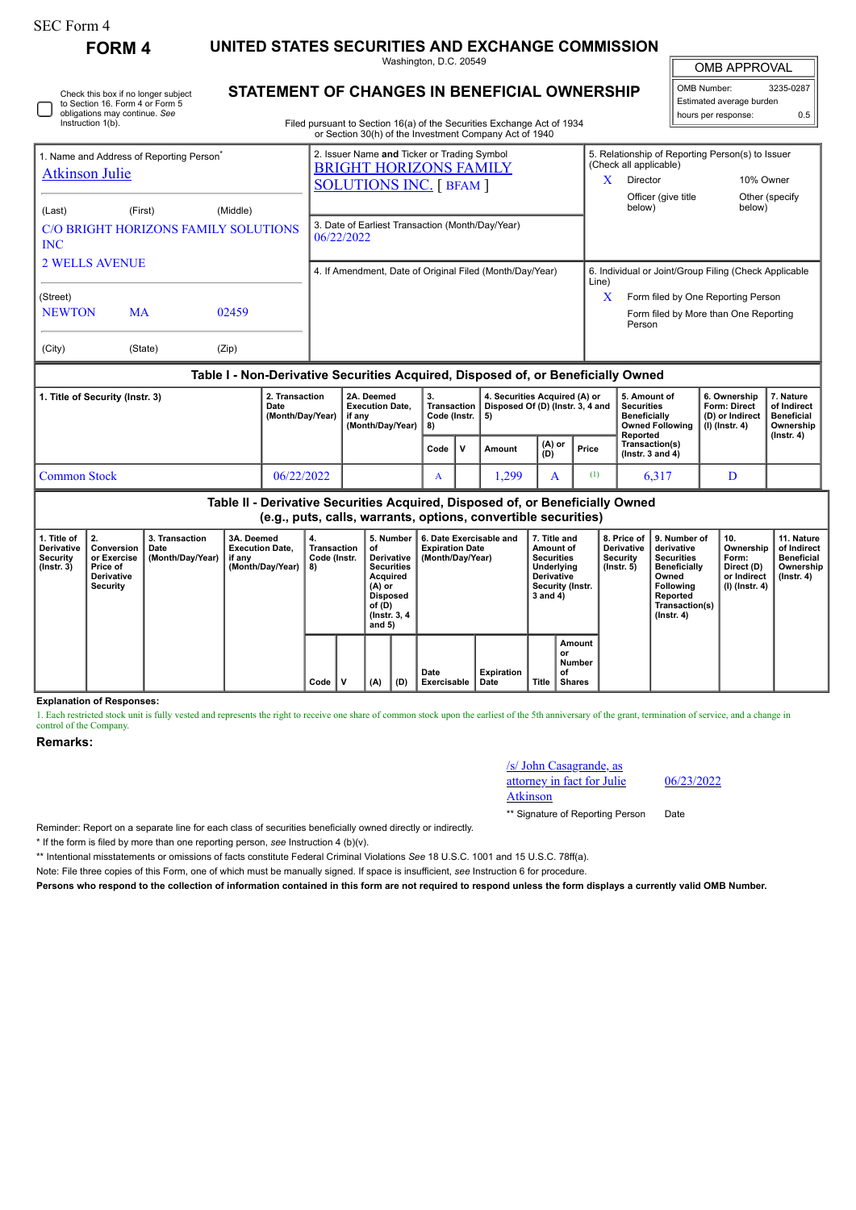SEC Form 4

# FORM 4

## UNITED STATES SECURITIES AND EXCHANGE COMMISSION

Washington, D.C. 20549

## STATEMENT OF CHANGES IN BENEFICIAL OWNERSHIP

Filed pursuant to Section 16(a) of the Securities Exchange Act of 1934 or Section 30(h) of the Investment Company Act of 1940

☐ Check this box if no longer subject to Section 16. Form 4 or Form 5 obligations may continue. *See* Instruction 1(b).

| OMB APPROVAL | |
|---|---|
| OMB Number: | 3235-0287 |
| Estimated average burden | |
| hours per response: | 0.5 |

**1. Name and Address of Reporting Person***

Atkinson Julie

(Last) (First) (Middle)

C/O BRIGHT HORIZONS FAMILY SOLUTIONS INC

2 WELLS AVENUE

(Street)

NEWTON MA 02459

(City) (State) (Zip)

**2. Issuer Name and Ticker or Trading Symbol**

BRIGHT HORIZONS FAMILY SOLUTIONS INC. [ BFAM ]

**3. Date of Earliest Transaction (Month/Day/Year)**

06/22/2022

**4. If Amendment, Date of Original Filed (Month/Day/Year)**

**5. Relationship of Reporting Person(s) to Issuer (Check all applicable)**

X Director
10% Owner
Officer (give title below)
Other (specify below)

**6. Individual or Joint/Group Filing (Check Applicable Line)**

X Form filed by One Reporting Person
Form filed by More than One Reporting Person

### Table I - Non-Derivative Securities Acquired, Disposed of, or Beneficially Owned

| 1. Title of Security (Instr. 3) | 2. Transaction Date (Month/Day/Year) | 2A. Deemed Execution Date, if any (Month/Day/Year) | 3. Transaction Code (Instr. 8) | | 4. Securities Acquired (A) or Disposed Of (D) (Instr. 3, 4 and 5) | | | 5. Amount of Securities Beneficially Owned Following Reported Transaction(s) (Instr. 3 and 4) | 6. Ownership Form: Direct (D) or Indirect (I) (Instr. 4) | 7. Nature of Indirect Beneficial Ownership (Instr. 4) |
|---|---|---|---|---|---|---|---|---|---|---|
| | | | Code | V | Amount | (A) or (D) | Price | | | |
| Common Stock | 06/22/2022 | | A | | 1,299 | A | (1) | 6,317 | D | |

### Table II - Derivative Securities Acquired, Disposed of, or Beneficially Owned (e.g., puts, calls, warrants, options, convertible securities)

| 1. Title of Derivative Security (Instr. 3) | 2. Conversion or Exercise Price of Derivative Security | 3. Transaction Date (Month/Day/Year) | 3A. Deemed Execution Date, if any (Month/Day/Year) | 4. Transaction Code (Instr. 8) | | 5. Number of Derivative Securities Acquired (A) or Disposed of (D) (Instr. 3, 4 and 5) | | 6. Date Exercisable and Expiration Date (Month/Day/Year) | | 7. Title and Amount of Securities Underlying Derivative Security (Instr. 3 and 4) | | 8. Price of Derivative Security (Instr. 5) | 9. Number of derivative Securities Beneficially Owned Following Reported Transaction(s) (Instr. 4) | 10. Ownership Form: Direct (D) or Indirect (I) (Instr. 4) | 11. Nature of Indirect Beneficial Ownership (Instr. 4) |
|---|---|---|---|---|---|---|---|---|---|---|---|---|---|---|---|
| | | | | Code | V | (A) | (D) | Date Exercisable | Expiration Date | Title | Amount or Number of Shares | | | | |

**Explanation of Responses:**

1. Each restricted stock unit is fully vested and represents the right to receive one share of common stock upon the earliest of the 5th anniversary of the grant, termination of service, and a change in control of the Company.

**Remarks:**

/s/ John Casagrande, as attorney in fact for Julie Atkinson — 06/23/2022

** Signature of Reporting Person — Date

Reminder: Report on a separate line for each class of securities beneficially owned directly or indirectly.

* If the form is filed by more than one reporting person, *see* Instruction 4 (b)(v).

** Intentional misstatements or omissions of facts constitute Federal Criminal Violations *See* 18 U.S.C. 1001 and 15 U.S.C. 78ff(a).

Note: File three copies of this Form, one of which must be manually signed. If space is insufficient, *see* Instruction 6 for procedure.

**Persons who respond to the collection of information contained in this form are not required to respond unless the form displays a currently valid OMB Number.**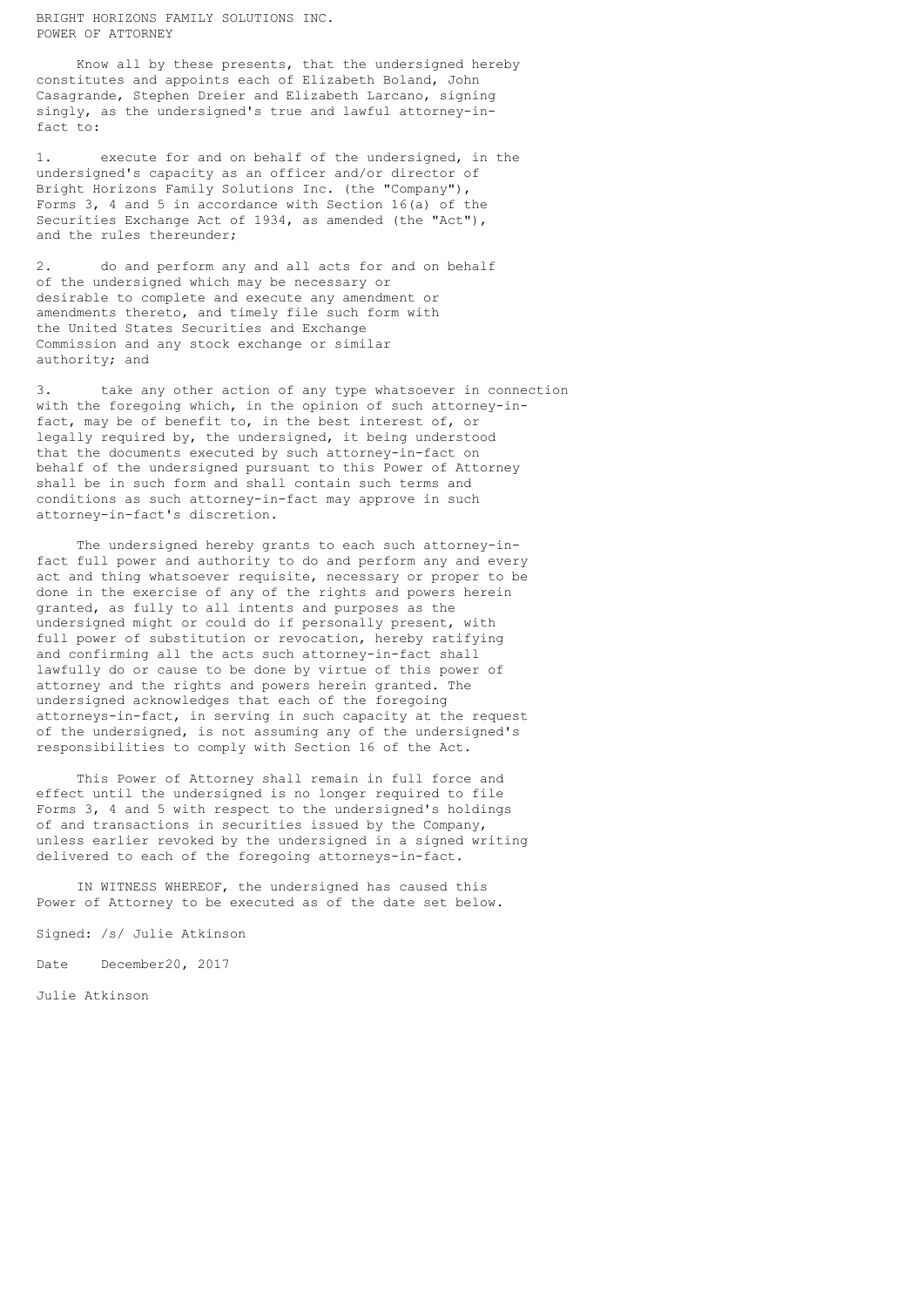BRIGHT HORIZONS FAMILY SOLUTIONS INC.
POWER OF ATTORNEY

Know all by these presents, that the undersigned hereby constitutes and appoints each of Elizabeth Boland, John Casagrande, Stephen Dreier and Elizabeth Larcano, signing singly, as the undersigned's true and lawful attorney-in-fact to:

1. execute for and on behalf of the undersigned, in the undersigned's capacity as an officer and/or director of Bright Horizons Family Solutions Inc. (the "Company"), Forms 3, 4 and 5 in accordance with Section 16(a) of the Securities Exchange Act of 1934, as amended (the "Act"), and the rules thereunder;

2. do and perform any and all acts for and on behalf of the undersigned which may be necessary or desirable to complete and execute any amendment or amendments thereto, and timely file such form with the United States Securities and Exchange Commission and any stock exchange or similar authority; and

3. take any other action of any type whatsoever in connection with the foregoing which, in the opinion of such attorney-in-fact, may be of benefit to, in the best interest of, or legally required by, the undersigned, it being understood that the documents executed by such attorney-in-fact on behalf of the undersigned pursuant to this Power of Attorney shall be in such form and shall contain such terms and conditions as such attorney-in-fact may approve in such attorney-in-fact's discretion.

The undersigned hereby grants to each such attorney-in-fact full power and authority to do and perform any and every act and thing whatsoever requisite, necessary or proper to be done in the exercise of any of the rights and powers herein granted, as fully to all intents and purposes as the undersigned might or could do if personally present, with full power of substitution or revocation, hereby ratifying and confirming all the acts such attorney-in-fact shall lawfully do or cause to be done by virtue of this power of attorney and the rights and powers herein granted. The undersigned acknowledges that each of the foregoing attorneys-in-fact, in serving in such capacity at the request of the undersigned, is not assuming any of the undersigned's responsibilities to comply with Section 16 of the Act.

This Power of Attorney shall remain in full force and effect until the undersigned is no longer required to file Forms 3, 4 and 5 with respect to the undersigned's holdings of and transactions in securities issued by the Company, unless earlier revoked by the undersigned in a signed writing delivered to each of the foregoing attorneys-in-fact.

IN WITNESS WHEREOF, the undersigned has caused this Power of Attorney to be executed as of the date set below.

Signed: /s/ Julie Atkinson

Date December20, 2017

Julie Atkinson